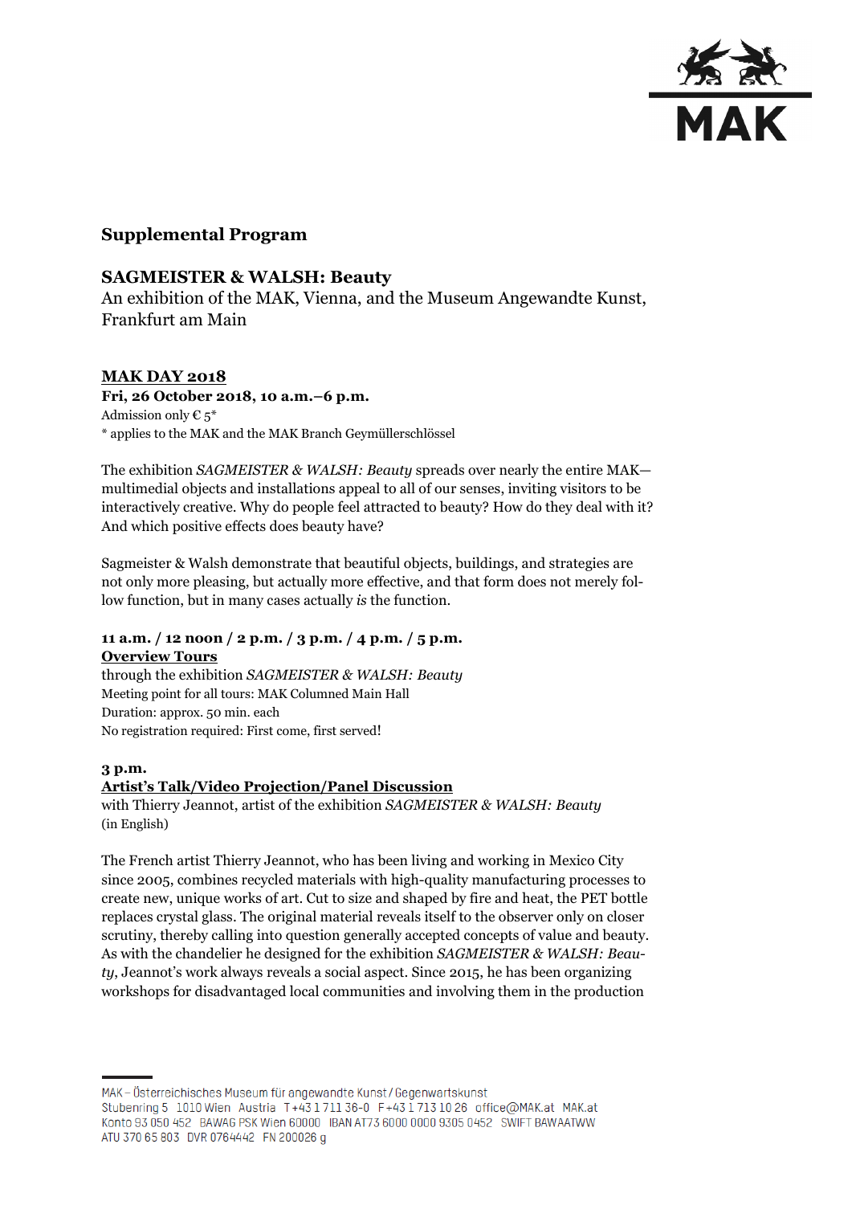## Supplemental Program

### SAGMEISTER & WALSH: Beauty

An exhibition of the MAK, Vienna, and the Museum Angewandte Kunst, Frankfurt am Main

### MAK DAY 2018

**Fri, 26 October 2018, 10 a.m.–6 p.m.**

Admission only € 5*

\* applies to the MAK and the MAK Branch Geymüllerschlössel

The exhibition *SAGMEISTER & WALSH: Beauty* spreads over nearly the entire MAK—multimedial objects and installations appeal to all of our senses, inviting visitors to be interactively creative. Why do people feel attracted to beauty? How do they deal with it? And which positive effects does beauty have?

Sagmeister & Walsh demonstrate that beautiful objects, buildings, and strategies are not only more pleasing, but actually more effective, and that form does not merely follow function, but in many cases actually *is* the function.

**11 a.m. / 12 noon / 2 p.m. / 3 p.m. / 4 p.m. / 5 p.m.**

**Overview Tours**

through the exhibition *SAGMEISTER & WALSH: Beauty*

Meeting point for all tours: MAK Columned Main Hall

Duration: approx. 50 min. each

No registration required: First come, first served!

**3 p.m.**

**Artist's Talk/Video Projection/Panel Discussion**

with Thierry Jeannot, artist of the exhibition *SAGMEISTER & WALSH: Beauty*

(in English)

The French artist Thierry Jeannot, who has been living and working in Mexico City since 2005, combines recycled materials with high-quality manufacturing processes to create new, unique works of art. Cut to size and shaped by fire and heat, the PET bottle replaces crystal glass. The original material reveals itself to the observer only on closer scrutiny, thereby calling into question generally accepted concepts of value and beauty. As with the chandelier he designed for the exhibition *SAGMEISTER & WALSH: Beauty*, Jeannot's work always reveals a social aspect. Since 2015, he has been organizing workshops for disadvantaged local communities and involving them in the production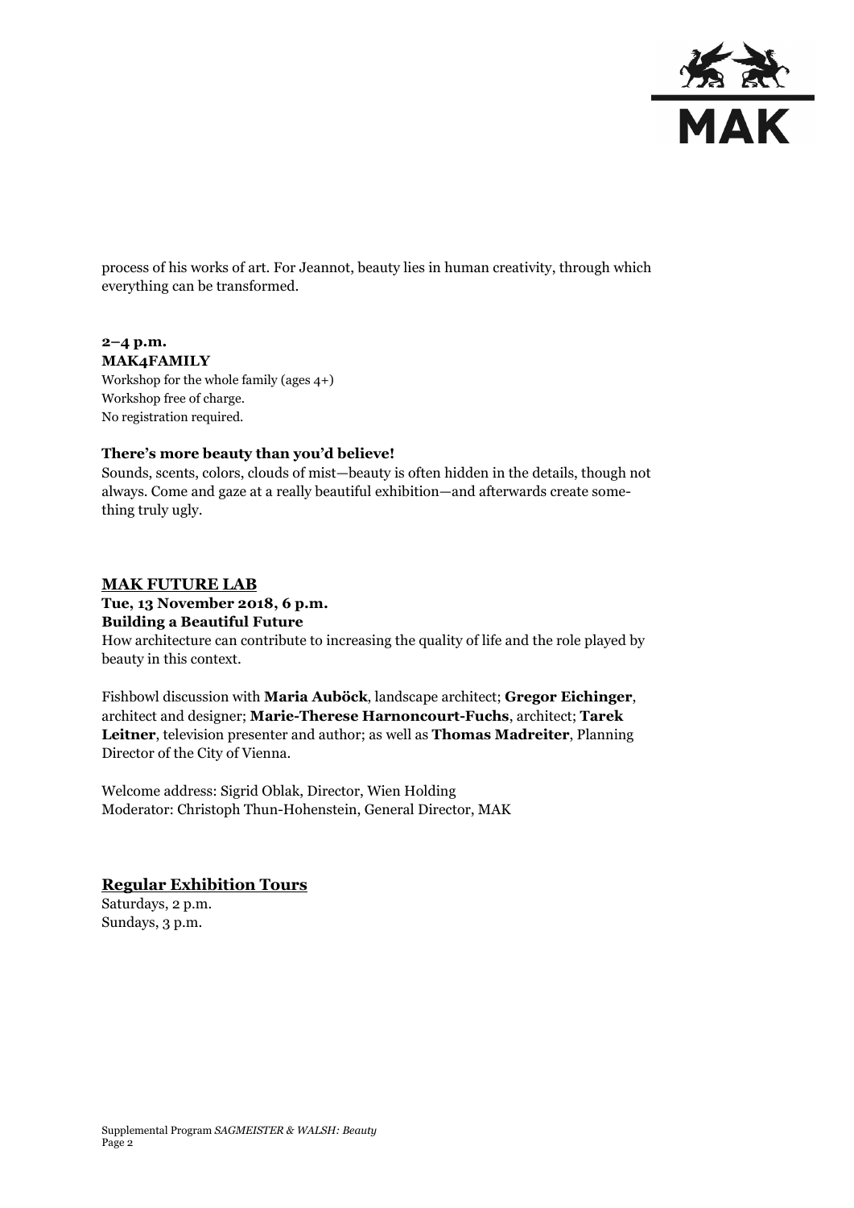process of his works of art. For Jeannot, beauty lies in human creativity, through which everything can be transformed.

**2–4 p.m.**
**MAK4FAMILY**
Workshop for the whole family (ages 4+)
Workshop free of charge.
No registration required.

**There's more beauty than you'd believe!**
Sounds, scents, colors, clouds of mist—beauty is often hidden in the details, though not always. Come and gaze at a really beautiful exhibition—and afterwards create something truly ugly.

## MAK FUTURE LAB

**Tue, 13 November 2018, 6 p.m.**
**Building a Beautiful Future**
How architecture can contribute to increasing the quality of life and the role played by beauty in this context.

Fishbowl discussion with **Maria Auböck**, landscape architect; **Gregor Eichinger**, architect and designer; **Marie-Therese Harnoncourt-Fuchs**, architect; **Tarek Leitner**, television presenter and author; as well as **Thomas Madreiter**, Planning Director of the City of Vienna.

Welcome address: Sigrid Oblak, Director, Wien Holding
Moderator: Christoph Thun-Hohenstein, General Director, MAK

## Regular Exhibition Tours

Saturdays, 2 p.m.
Sundays, 3 p.m.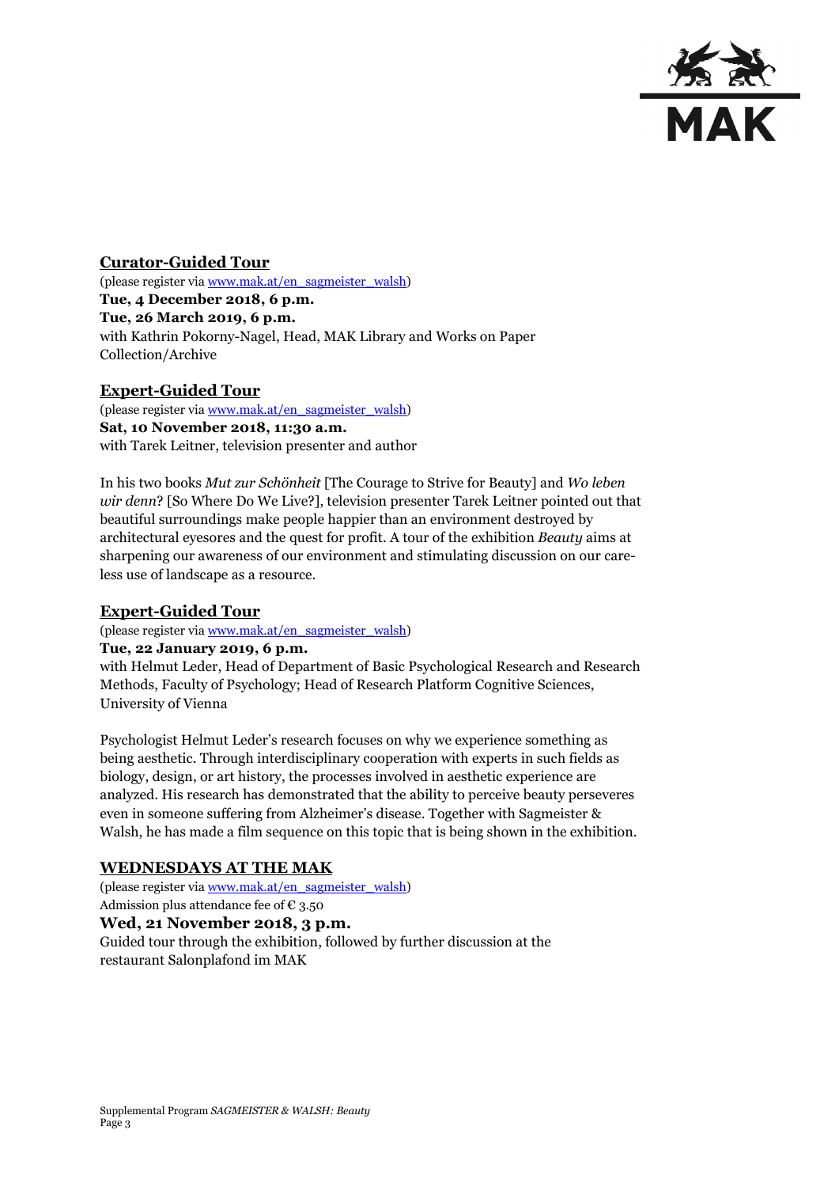## Curator-Guided Tour

(please register via www.mak.at/en_sagmeister_walsh)

**Tue, 4 December 2018, 6 p.m.**
**Tue, 26 March 2019, 6 p.m.**
with Kathrin Pokorny-Nagel, Head, MAK Library and Works on Paper Collection/Archive

## Expert-Guided Tour

(please register via www.mak.at/en_sagmeister_walsh)

**Sat, 10 November 2018, 11:30 a.m.**
with Tarek Leitner, television presenter and author

In his two books *Mut zur Schönheit* [The Courage to Strive for Beauty] and *Wo leben wir denn*? [So Where Do We Live?], television presenter Tarek Leitner pointed out that beautiful surroundings make people happier than an environment destroyed by architectural eyesores and the quest for profit. A tour of the exhibition *Beauty* aims at sharpening our awareness of our environment and stimulating discussion on our care-less use of landscape as a resource.

## Expert-Guided Tour

(please register via www.mak.at/en_sagmeister_walsh)

**Tue, 22 January 2019, 6 p.m.**
with Helmut Leder, Head of Department of Basic Psychological Research and Research Methods, Faculty of Psychology; Head of Research Platform Cognitive Sciences, University of Vienna

Psychologist Helmut Leder's research focuses on why we experience something as being aesthetic. Through interdisciplinary cooperation with experts in such fields as biology, design, or art history, the processes involved in aesthetic experience are analyzed. His research has demonstrated that the ability to perceive beauty perseveres even in someone suffering from Alzheimer's disease. Together with Sagmeister & Walsh, he has made a film sequence on this topic that is being shown in the exhibition.

## WEDNESDAYS AT THE MAK

(please register via www.mak.at/en_sagmeister_walsh)
Admission plus attendance fee of € 3.50

**Wed, 21 November 2018, 3 p.m.**
Guided tour through the exhibition, followed by further discussion at the restaurant Salonplafond im MAK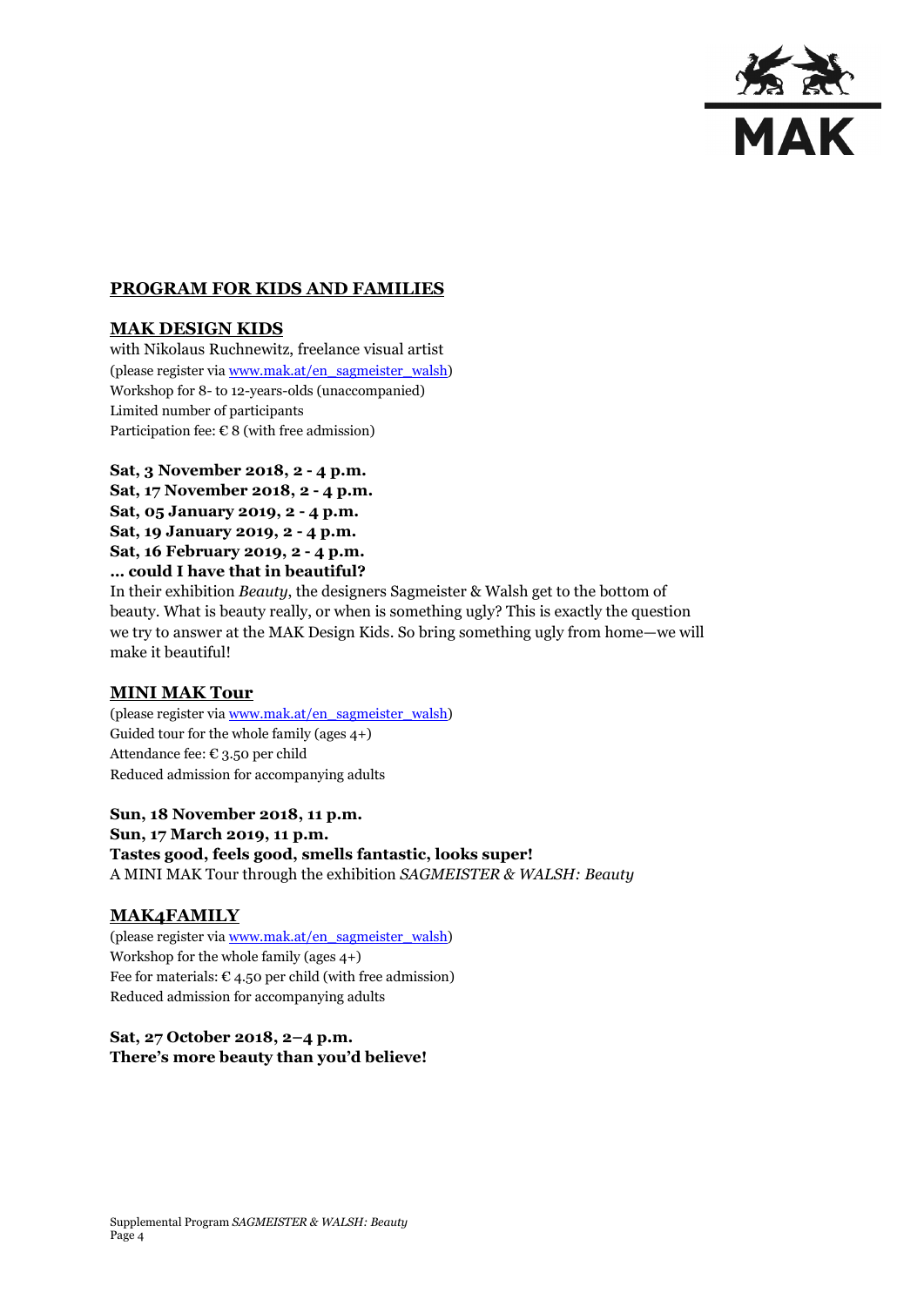## PROGRAM FOR KIDS AND FAMILIES

### MAK DESIGN KIDS

with Nikolaus Ruchnewitz, freelance visual artist
(please register via www.mak.at/en_sagmeister_walsh)
Workshop for 8- to 12-years-olds (unaccompanied)
Limited number of participants
Participation fee: € 8 (with free admission)

**Sat, 3 November 2018, 2 - 4 p.m.**
**Sat, 17 November 2018, 2 - 4 p.m.**
**Sat, 05 January 2019, 2 - 4 p.m.**
**Sat, 19 January 2019, 2 - 4 p.m.**
**Sat, 16 February 2019, 2 - 4 p.m.**
**… could I have that in beautiful?**
In their exhibition *Beauty*, the designers Sagmeister & Walsh get to the bottom of beauty. What is beauty really, or when is something ugly? This is exactly the question we try to answer at the MAK Design Kids. So bring something ugly from home—we will make it beautiful!

### MINI MAK Tour

(please register via www.mak.at/en_sagmeister_walsh)
Guided tour for the whole family (ages 4+)
Attendance fee: € 3.50 per child
Reduced admission for accompanying adults

**Sun, 18 November 2018, 11 p.m.**
**Sun, 17 March 2019, 11 p.m.**
**Tastes good, feels good, smells fantastic, looks super!**
A MINI MAK Tour through the exhibition *SAGMEISTER & WALSH: Beauty*

### MAK4FAMILY

(please register via www.mak.at/en_sagmeister_walsh)
Workshop for the whole family (ages 4+)
Fee for materials: € 4.50 per child (with free admission)
Reduced admission for accompanying adults

**Sat, 27 October 2018, 2–4 p.m.**
**There's more beauty than you'd believe!**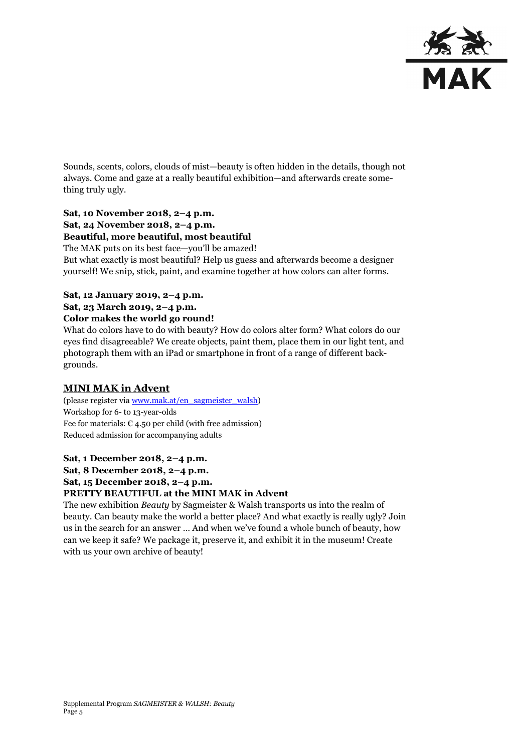Sounds, scents, colors, clouds of mist—beauty is often hidden in the details, though not always. Come and gaze at a really beautiful exhibition—and afterwards create something truly ugly.

**Sat, 10 November 2018, 2–4 p.m.**
**Sat, 24 November 2018, 2–4 p.m.**
**Beautiful, more beautiful, most beautiful**
The MAK puts on its best face—you'll be amazed!
But what exactly is most beautiful? Help us guess and afterwards become a designer yourself! We snip, stick, paint, and examine together at how colors can alter forms.

**Sat, 12 January 2019, 2–4 p.m.**
**Sat, 23 March 2019, 2–4 p.m.**
**Color makes the world go round!**
What do colors have to do with beauty? How do colors alter form? What colors do our eyes find disagreeable? We create objects, paint them, place them in our light tent, and photograph them with an iPad or smartphone in front of a range of different backgrounds.

## MINI MAK in Advent

(please register via www.mak.at/en_sagmeister_walsh)
Workshop for 6- to 13-year-olds
Fee for materials: € 4.50 per child (with free admission)
Reduced admission for accompanying adults

**Sat, 1 December 2018, 2–4 p.m.**
**Sat, 8 December 2018, 2–4 p.m.**
**Sat, 15 December 2018, 2–4 p.m.**
**PRETTY BEAUTIFUL at the MINI MAK in Advent**
The new exhibition *Beauty* by Sagmeister & Walsh transports us into the realm of beauty. Can beauty make the world a better place? And what exactly is really ugly? Join us in the search for an answer … And when we've found a whole bunch of beauty, how can we keep it safe? We package it, preserve it, and exhibit it in the museum! Create with us your own archive of beauty!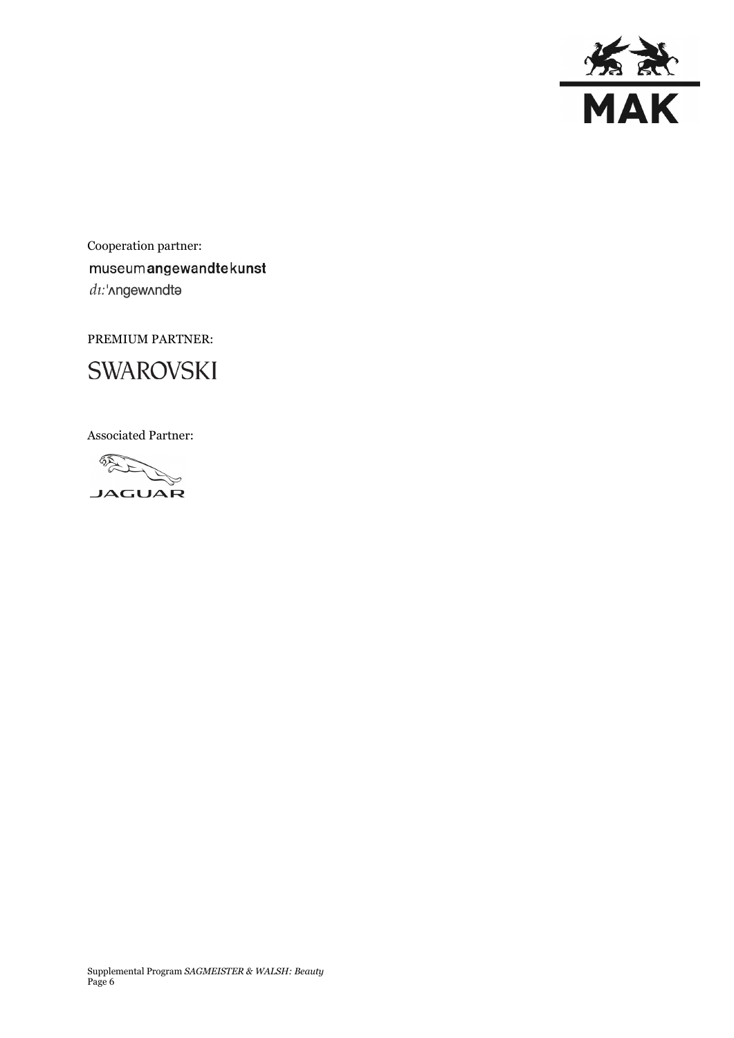Cooperation partner:

museum**angewandte**kunst

*dı:*'ʌngewʌndtə

PREMIUM PARTNER:

SWAROVSKI

Associated Partner:

JAGUAR